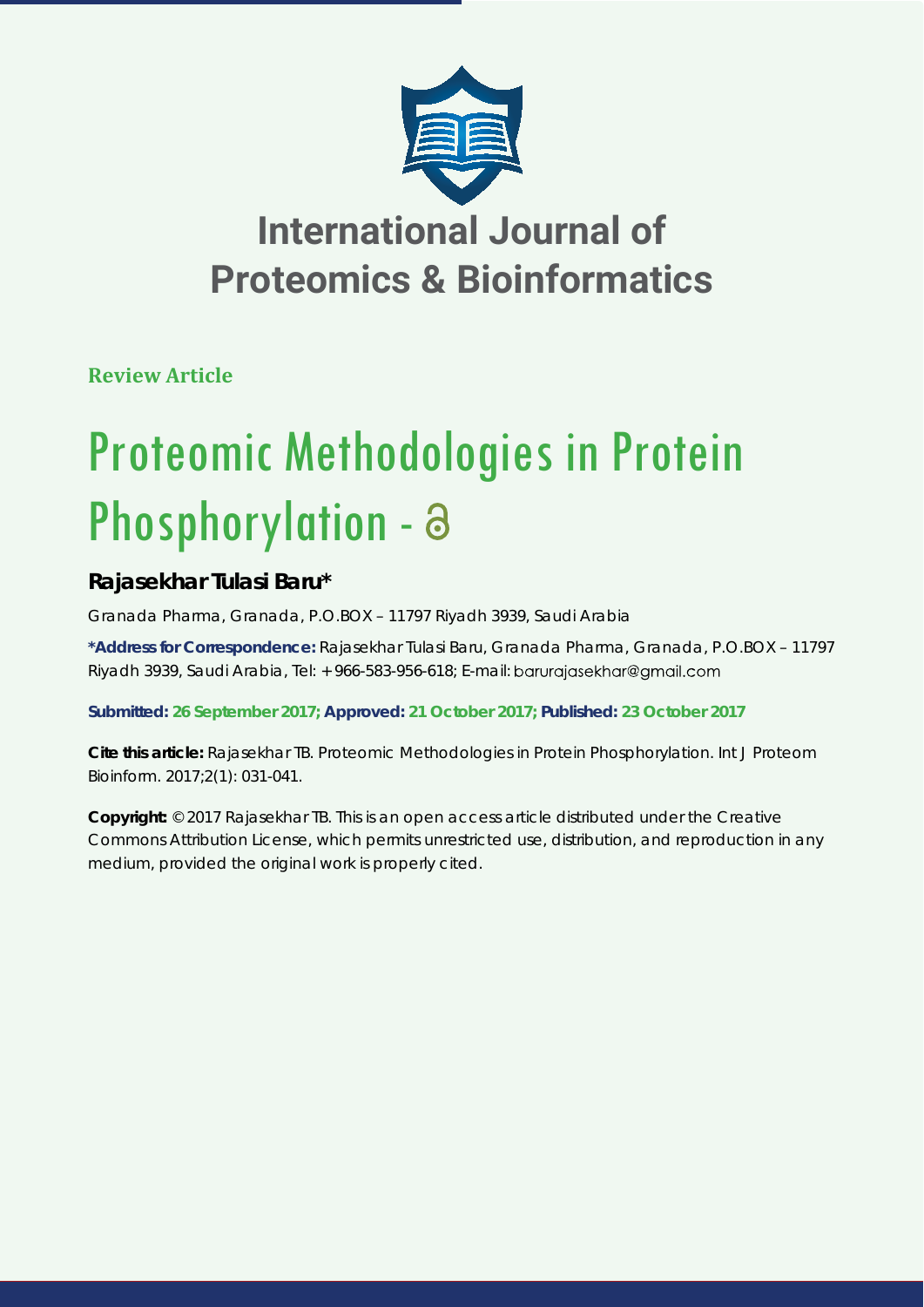# International Journal of Proteomics & Bioinformatics

**Review Article**

# Proteomic Methodologies in Protein Phosphorylation -

## Rajasekhar Tulasi Baru*

Granada Pharma, Granada, P.O.BOX – 11797 Riyadh 3939, Saudi Arabia

**\*Address for Correspondence:** Rajasekhar Tulasi Baru, Granada Pharma, Granada, P.O.BOX – 11797 Riyadh 3939, Saudi Arabia, Tel: +966-583-956-618; E-mail: barurajasekhar@gmail.com

**Submitted: 26 September 2017; Approved: 21 October 2017; Published: 23 October 2017**

**Cite this article:** Rajasekhar TB. Proteomic Methodologies in Protein Phosphorylation. Int J Proteom Bioinform. 2017;2(1): 031-041.

**Copyright:** © 2017 Rajasekhar TB. This is an open access article distributed under the Creative Commons Attribution License, which permits unrestricted use, distribution, and reproduction in any medium, provided the original work is properly cited.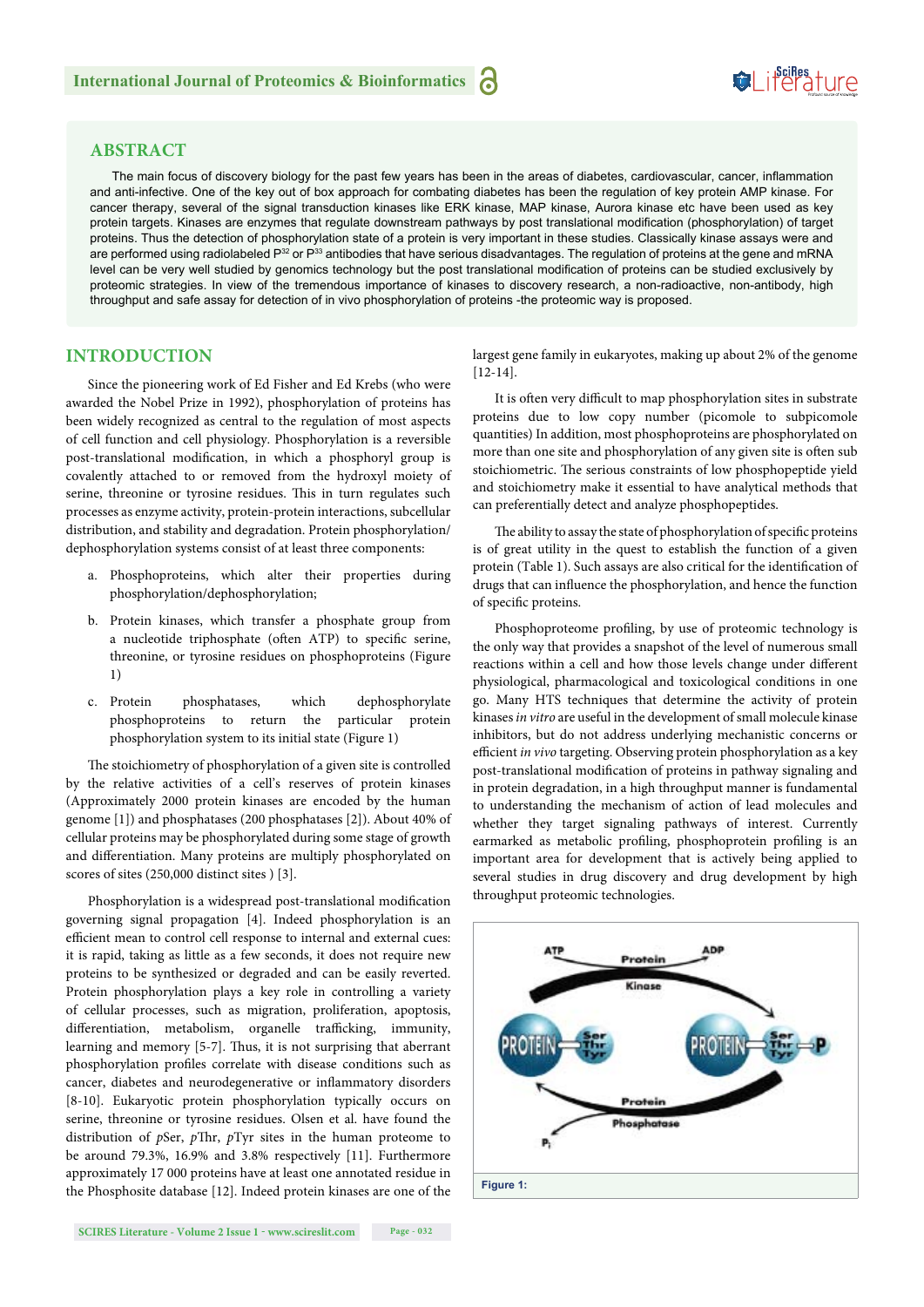## ABSTRACT

The main focus of discovery biology for the past few years has been in the areas of diabetes, cardiovascular, cancer, inflammation and anti-infective. One of the key out of box approach for combating diabetes has been the regulation of key protein AMP kinase. For cancer therapy, several of the signal transduction kinases like ERK kinase, MAP kinase, Aurora kinase etc have been used as key protein targets. Kinases are enzymes that regulate downstream pathways by post translational modification (phosphorylation) of target proteins. Thus the detection of phosphorylation state of a protein is very important in these studies. Classically kinase assays were and are performed using radiolabeled $P^{32}$ or $P^{33}$ antibodies that have serious disadvantages. The regulation of proteins at the gene and mRNA level can be very well studied by genomics technology but the post translational modification of proteins can be studied exclusively by proteomic strategies. In view of the tremendous importance of kinases to discovery research, a non-radioactive, non-antibody, high throughput and safe assay for detection of in vivo phosphorylation of proteins -the proteomic way is proposed.

## INTRODUCTION

Since the pioneering work of Ed Fisher and Ed Krebs (who were awarded the Nobel Prize in 1992), phosphorylation of proteins has been widely recognized as central to the regulation of most aspects of cell function and cell physiology. Phosphorylation is a reversible post-translational modification, in which a phosphoryl group is covalently attached to or removed from the hydroxyl moiety of serine, threonine or tyrosine residues. This in turn regulates such processes as enzyme activity, protein-protein interactions, subcellular distribution, and stability and degradation. Protein phosphorylation/dephosphorylation systems consist of at least three components:

a. Phosphoproteins, which alter their properties during phosphorylation/dephosphorylation;

b. Protein kinases, which transfer a phosphate group from a nucleotide triphosphate (often ATP) to specific serine, threonine, or tyrosine residues on phosphoproteins (Figure 1)

c. Protein phosphatases, which dephosphorylate phosphoproteins to return the particular protein phosphorylation system to its initial state (Figure 1)

The stoichiometry of phosphorylation of a given site is controlled by the relative activities of a cell's reserves of protein kinases (Approximately 2000 protein kinases are encoded by the human genome [1]) and phosphatases (200 phosphatases [2]). About 40% of cellular proteins may be phosphorylated during some stage of growth and differentiation. Many proteins are multiply phosphorylated on scores of sites (250,000 distinct sites ) [3].

Phosphorylation is a widespread post-translational modification governing signal propagation [4]. Indeed phosphorylation is an efficient mean to control cell response to internal and external cues: it is rapid, taking as little as a few seconds, it does not require new proteins to be synthesized or degraded and can be easily reverted. Protein phosphorylation plays a key role in controlling a variety of cellular processes, such as migration, proliferation, apoptosis, differentiation, metabolism, organelle trafficking, immunity, learning and memory [5-7]. Thus, it is not surprising that aberrant phosphorylation profiles correlate with disease conditions such as cancer, diabetes and neurodegenerative or inflammatory disorders [8-10]. Eukaryotic protein phosphorylation typically occurs on serine, threonine or tyrosine residues. Olsen et al. have found the distribution of *p*Ser, *p*Thr, *p*Tyr sites in the human proteome to be around 79.3%, 16.9% and 3.8% respectively [11]. Furthermore approximately 17 000 proteins have at least one annotated residue in the Phosphosite database [12]. Indeed protein kinases are one of the largest gene family in eukaryotes, making up about 2% of the genome [12-14].

It is often very difficult to map phosphorylation sites in substrate proteins due to low copy number (picomole to subpicomole quantities) In addition, most phosphoproteins are phosphorylated on more than one site and phosphorylation of any given site is often sub stoichiometric. The serious constraints of low phosphopeptide yield and stoichiometry make it essential to have analytical methods that can preferentially detect and analyze phosphopeptides.

The ability to assay the state of phosphorylation of specific proteins is of great utility in the quest to establish the function of a given protein (Table 1). Such assays are also critical for the identification of drugs that can influence the phosphorylation, and hence the function of specific proteins.

Phosphoproteome profiling, by use of proteomic technology is the only way that provides a snapshot of the level of numerous small reactions within a cell and how those levels change under different physiological, pharmacological and toxicological conditions in one go. Many HTS techniques that determine the activity of protein kinases *in vitro* are useful in the development of small molecule kinase inhibitors, but do not address underlying mechanistic concerns or efficient *in vivo* targeting. Observing protein phosphorylation as a key post-translational modification of proteins in pathway signaling and in protein degradation, in a high throughput manner is fundamental to understanding the mechanism of action of lead molecules and whether they target signaling pathways of interest. Currently earmarked as metabolic profiling, phosphoprotein profiling is an important area for development that is actively being applied to several studies in drug discovery and drug development by high throughput proteomic technologies.

Figure 1: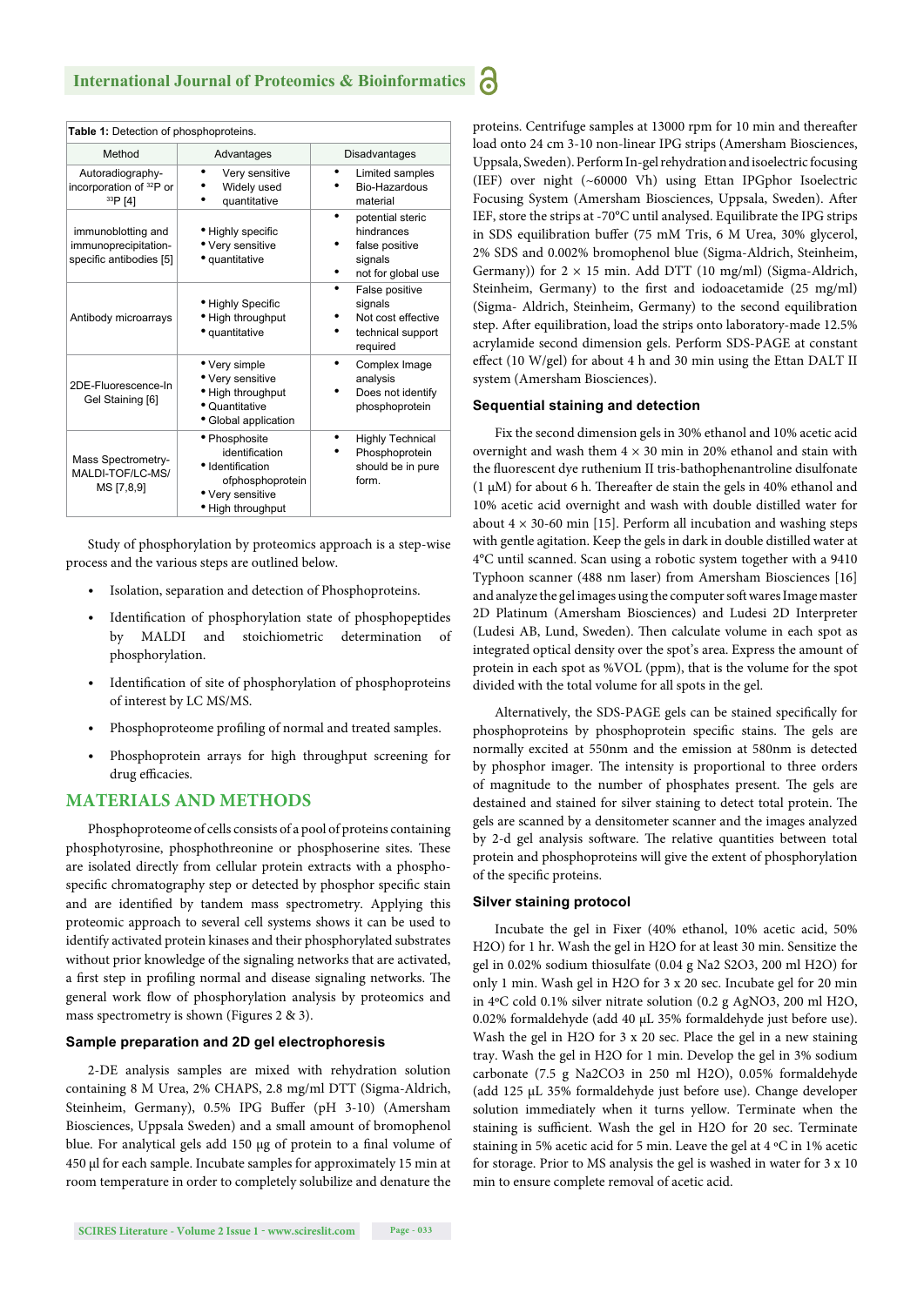**Table 1:** Detection of phosphoproteins.

| Method | Advantages | Disadvantages |
|---|---|---|
| Autoradiography-incorporation of $^{32}P$ or $^{33}P$ [4] | • Very sensitive<br>• Widely used<br>• quantitative | • Limited samples<br>• Bio-Hazardous material |
| immunoblotting and immunoprecipitation-specific antibodies [5] | • Highly specific<br>• Very sensitive<br>• quantitative | • potential steric hindrances<br>• false positive signals<br>• not for global use |
| Antibody microarrays | • Highly Specific<br>• High throughput<br>• quantitative | • False positive signals<br>• Not cost effective<br>• technical support required |
| 2DE-Fluorescence-In Gel Staining [6] | • Very simple<br>• Very sensitive<br>• High throughput<br>• Quantitative<br>• Global application | • Complex Image analysis<br>• Does not identify phosphoprotein |
| Mass Spectrometry-MALDI-TOF/LC-MS/MS [7,8,9] | • Phosphosite identification<br>• Identification ofphosphoprotein<br>• Very sensitive<br>• High throughput | • Highly Technical<br>• Phosphoprotein should be in pure form. |

Study of phosphorylation by proteomics approach is a step-wise process and the various steps are outlined below.

- Isolation, separation and detection of Phosphoproteins.
- Identification of phosphorylation state of phosphopeptides by MALDI and stoichiometric determination of phosphorylation.
- Identification of site of phosphorylation of phosphoproteins of interest by LC MS/MS.
- Phosphoproteome profiling of normal and treated samples.
- Phosphoprotein arrays for high throughput screening for drug efficacies.

## MATERIALS AND METHODS

Phosphoproteome of cells consists of a pool of proteins containing phosphotyrosine, phosphothreonine or phosphoserine sites. These are isolated directly from cellular protein extracts with a phospho-specific chromatography step or detected by phosphor specific stain and are identified by tandem mass spectrometry. Applying this proteomic approach to several cell systems shows it can be used to identify activated protein kinases and their phosphorylated substrates without prior knowledge of the signaling networks that are activated, a first step in profiling normal and disease signaling networks. The general work flow of phosphorylation analysis by proteomics and mass spectrometry is shown (Figures 2 & 3).

### Sample preparation and 2D gel electrophoresis

2-DE analysis samples are mixed with rehydration solution containing 8 M Urea, 2% CHAPS, 2.8 mg/ml DTT (Sigma-Aldrich, Steinheim, Germany), 0.5% IPG Buffer (pH 3-10) (Amersham Biosciences, Uppsala Sweden) and a small amount of bromophenol blue. For analytical gels add 150 µg of protein to a final volume of 450 µl for each sample. Incubate samples for approximately 15 min at room temperature in order to completely solubilize and denature the proteins. Centrifuge samples at 13000 rpm for 10 min and thereafter load onto 24 cm 3-10 non-linear IPG strips (Amersham Biosciences, Uppsala, Sweden). Perform In-gel rehydration and isoelectric focusing (IEF) over night (~60000 Vh) using Ettan IPGphor Isoelectric Focusing System (Amersham Biosciences, Uppsala, Sweden). After IEF, store the strips at -70°C until analysed. Equilibrate the IPG strips in SDS equilibration buffer (75 mM Tris, 6 M Urea, 30% glycerol, 2% SDS and 0.002% bromophenol blue (Sigma-Aldrich, Steinheim, Germany)) for 2 × 15 min. Add DTT (10 mg/ml) (Sigma-Aldrich, Steinheim, Germany) to the first and iodoacetamide (25 mg/ml) (Sigma- Aldrich, Steinheim, Germany) to the second equilibration step. After equilibration, load the strips onto laboratory-made 12.5% acrylamide second dimension gels. Perform SDS-PAGE at constant effect (10 W/gel) for about 4 h and 30 min using the Ettan DALT II system (Amersham Biosciences).

### Sequential staining and detection

Fix the second dimension gels in 30% ethanol and 10% acetic acid overnight and wash them 4 × 30 min in 20% ethanol and stain with the fluorescent dye ruthenium II tris-bathophenanthroline disulfonate (1 µM) for about 6 h. Thereafter de stain the gels in 40% ethanol and 10% acetic acid overnight and wash with double distilled water for about 4 × 30-60 min [15]. Perform all incubation and washing steps with gentle agitation. Keep the gels in dark in double distilled water at 4°C until scanned. Scan using a robotic system together with a 9410 Typhoon scanner (488 nm laser) from Amersham Biosciences [16] and analyze the gel images using the computer soft wares Image master 2D Platinum (Amersham Biosciences) and Ludesi 2D Interpreter (Ludesi AB, Lund, Sweden). Then calculate volume in each spot as integrated optical density over the spot's area. Express the amount of protein in each spot as %VOL (ppm), that is the volume for the spot divided with the total volume for all spots in the gel.

Alternatively, the SDS-PAGE gels can be stained specifically for phosphoproteins by phosphoprotein specific stains. The gels are normally excited at 550nm and the emission at 580nm is detected by phosphor imager. The intensity is proportional to three orders of magnitude to the number of phosphates present. The gels are destained and stained for silver staining to detect total protein. The gels are scanned by a densitometer scanner and the images analyzed by 2-d gel analysis software. The relative quantities between total protein and phosphoproteins will give the extent of phosphorylation of the specific proteins.

### Silver staining protocol

Incubate the gel in Fixer (40% ethanol, 10% acetic acid, 50% H2O) for 1 hr. Wash the gel in H2O for at least 30 min. Sensitize the gel in 0.02% sodium thiosulfate (0.04 g $Na_2S_2O_3$, 200 ml H2O) for only 1 min. Wash gel in H2O for 3 x 20 sec. Incubate gel for 20 min in 4°C cold 0.1% silver nitrate solution (0.2 g $AgNO_3$, 200 ml H2O, 0.02% formaldehyde (add 40 µL 35% formaldehyde just before use). Wash the gel in H2O for 3 x 20 sec. Place the gel in a new staining tray. Wash the gel in H2O for 1 min. Develop the gel in 3% sodium carbonate (7.5 g $Na_2CO_3$ in 250 ml H2O), 0.05% formaldehyde (add 125 µL 35% formaldehyde just before use). Change developer solution immediately when it turns yellow. Terminate when the staining is sufficient. Wash the gel in H2O for 20 sec. Terminate staining in 5% acetic acid for 5 min. Leave the gel at 4 °C in 1% acetic for storage. Prior to MS analysis the gel is washed in water for 3 x 10 min to ensure complete removal of acetic acid.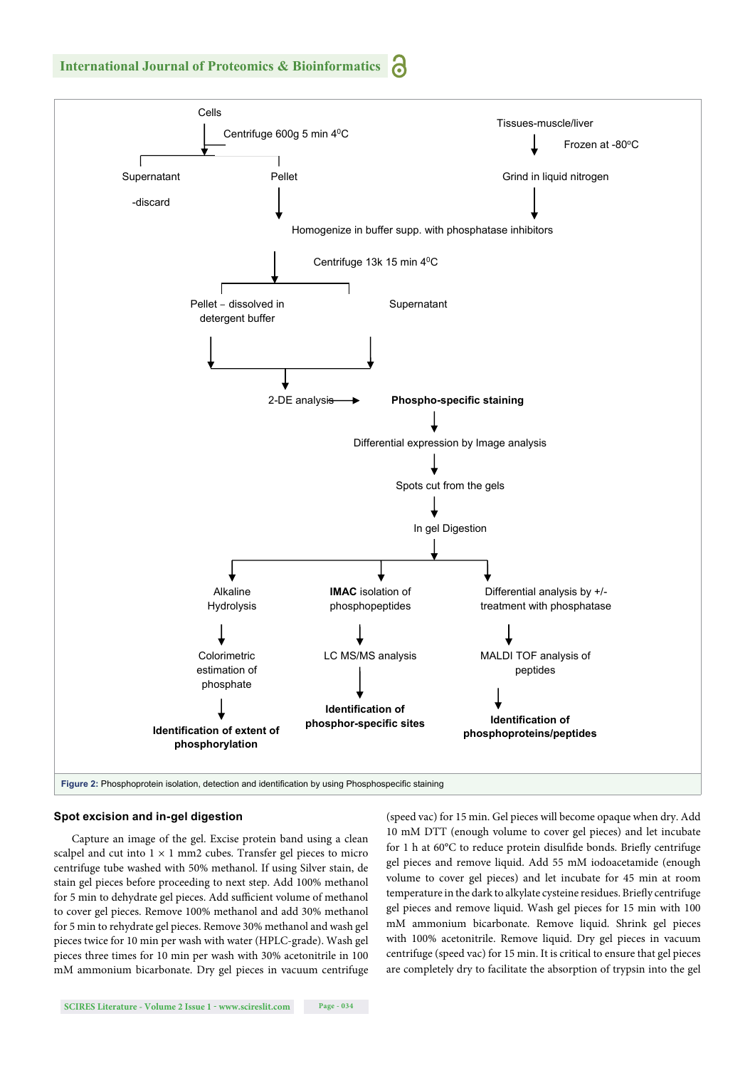Cells

Centrifuge 600g 5 min 4$^0$C

Supernatant -discard

Pellet

Tissues-muscle/liver

Frozen at -80$^o$C

Grind in liquid nitrogen

Homogenize in buffer supp. with phosphatase inhibitors

Centrifuge 13k 15 min 4$^0$C

Pellet – dissolved in detergent buffer

Supernatant

2-DE analysis → **Phospho-specific staining**

Differential expression by Image analysis

Spots cut from the gels

In gel Digestion

Alkaline Hydrolysis → Colorimetric estimation of phosphate → **Identification of extent of phosphorylation**

**IMAC** isolation of phosphopeptides → LC MS/MS analysis → **Identification of phosphor-specific sites**

Differential analysis by +/- treatment with phosphatase → MALDI TOF analysis of peptides → **Identification of phosphoproteins/peptides**

**Figure 2:** Phosphoprotein isolation, detection and identification by using Phosphospecific staining

### Spot excision and in-gel digestion

Capture an image of the gel. Excise protein band using a clean scalpel and cut into 1 × 1 mm2 cubes. Transfer gel pieces to micro centrifuge tube washed with 50% methanol. If using Silver stain, de stain gel pieces before proceeding to next step. Add 100% methanol for 5 min to dehydrate gel pieces. Add sufficient volume of methanol to cover gel pieces. Remove 100% methanol and add 30% methanol for 5 min to rehydrate gel pieces. Remove 30% methanol and wash gel pieces twice for 10 min per wash with water (HPLC-grade). Wash gel pieces three times for 10 min per wash with 30% acetonitrile in 100 mM ammonium bicarbonate. Dry gel pieces in vacuum centrifuge (speed vac) for 15 min. Gel pieces will become opaque when dry. Add 10 mM DTT (enough volume to cover gel pieces) and let incubate for 1 h at 60°C to reduce protein disulfide bonds. Briefly centrifuge gel pieces and remove liquid. Add 55 mM iodoacetamide (enough volume to cover gel pieces) and let incubate for 45 min at room temperature in the dark to alkylate cysteine residues. Briefly centrifuge gel pieces and remove liquid. Wash gel pieces for 15 min with 100 mM ammonium bicarbonate. Remove liquid. Shrink gel pieces with 100% acetonitrile. Remove liquid. Dry gel pieces in vacuum centrifuge (speed vac) for 15 min. It is critical to ensure that gel pieces are completely dry to facilitate the absorption of trypsin into the gel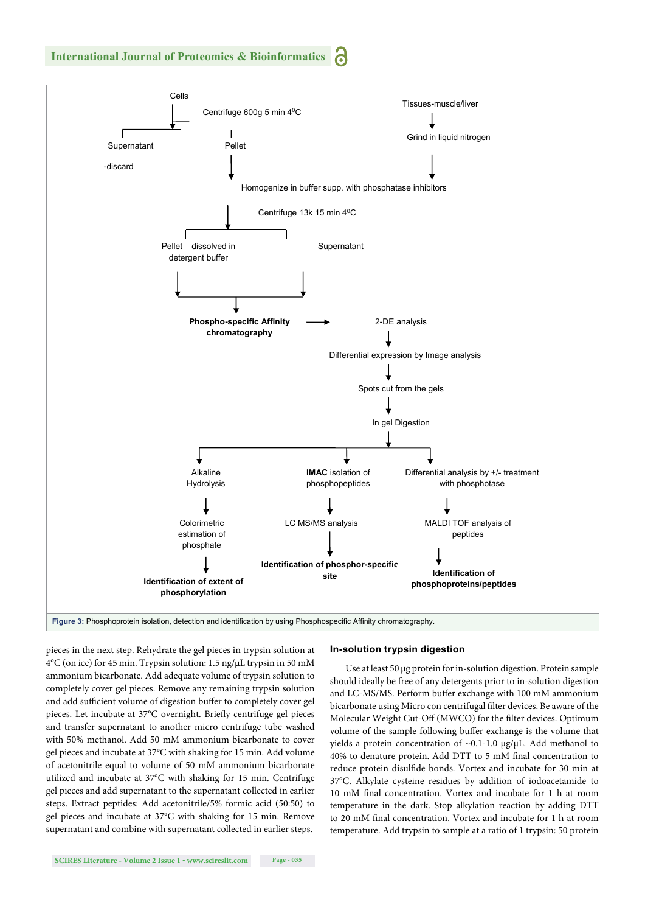Cells

Centrifuge 600g 5 min 4$^0$C

Supernatant -discard

Pellet

Tissues-muscle/liver

Grind in liquid nitrogen

Homogenize in buffer supp. with phosphatase inhibitors

Centrifuge 13k 15 min 4$^0$C

Pellet – dissolved in detergent buffer

Supernatant

**Phospho-specific Affinity chromatography**

2-DE analysis

Differential expression by Image analysis

Spots cut from the gels

In gel Digestion

Alkaline Hydrolysis

Colorimetric estimation of phosphate

**Identification of extent of phosphorylation**

**IMAC** isolation of phosphopeptides

LC MS/MS analysis

**Identification of phosphor-specific site**

Differential analysis by +/- treatment with phosphotase

MALDI TOF analysis of peptides

**Identification of phosphoproteins/peptides**

**Figure 3:** Phosphoprotein isolation, detection and identification by using Phosphospecific Affinity chromatography.

pieces in the next step. Rehydrate the gel pieces in trypsin solution at 4°C (on ice) for 45 min. Trypsin solution: 1.5 ng/μL trypsin in 50 mM ammonium bicarbonate. Add adequate volume of trypsin solution to completely cover gel pieces. Remove any remaining trypsin solution and add sufficient volume of digestion buffer to completely cover gel pieces. Let incubate at 37°C overnight. Briefly centrifuge gel pieces and transfer supernatant to another micro centrifuge tube washed with 50% methanol. Add 50 mM ammonium bicarbonate to cover gel pieces and incubate at 37°C with shaking for 15 min. Add volume of acetonitrile equal to volume of 50 mM ammonium bicarbonate utilized and incubate at 37°C with shaking for 15 min. Centrifuge gel pieces and add supernatant to the supernatant collected in earlier steps. Extract peptides: Add acetonitrile/5% formic acid (50:50) to gel pieces and incubate at 37°C with shaking for 15 min. Remove supernatant and combine with supernatant collected in earlier steps.

## In-solution trypsin digestion

Use at least 50 μg protein for in-solution digestion. Protein sample should ideally be free of any detergents prior to in-solution digestion and LC-MS/MS. Perform buffer exchange with 100 mM ammonium bicarbonate using Micro con centrifugal filter devices. Be aware of the Molecular Weight Cut-Off (MWCO) for the filter devices. Optimum volume of the sample following buffer exchange is the volume that yields a protein concentration of ~0.1-1.0 μg/μL. Add methanol to 40% to denature protein. Add DTT to 5 mM final concentration to reduce protein disulfide bonds. Vortex and incubate for 30 min at 37°C. Alkylate cysteine residues by addition of iodoacetamide to 10 mM final concentration. Vortex and incubate for 1 h at room temperature in the dark. Stop alkylation reaction by adding DTT to 20 mM final concentration. Vortex and incubate for 1 h at room temperature. Add trypsin to sample at a ratio of 1 trypsin: 50 protein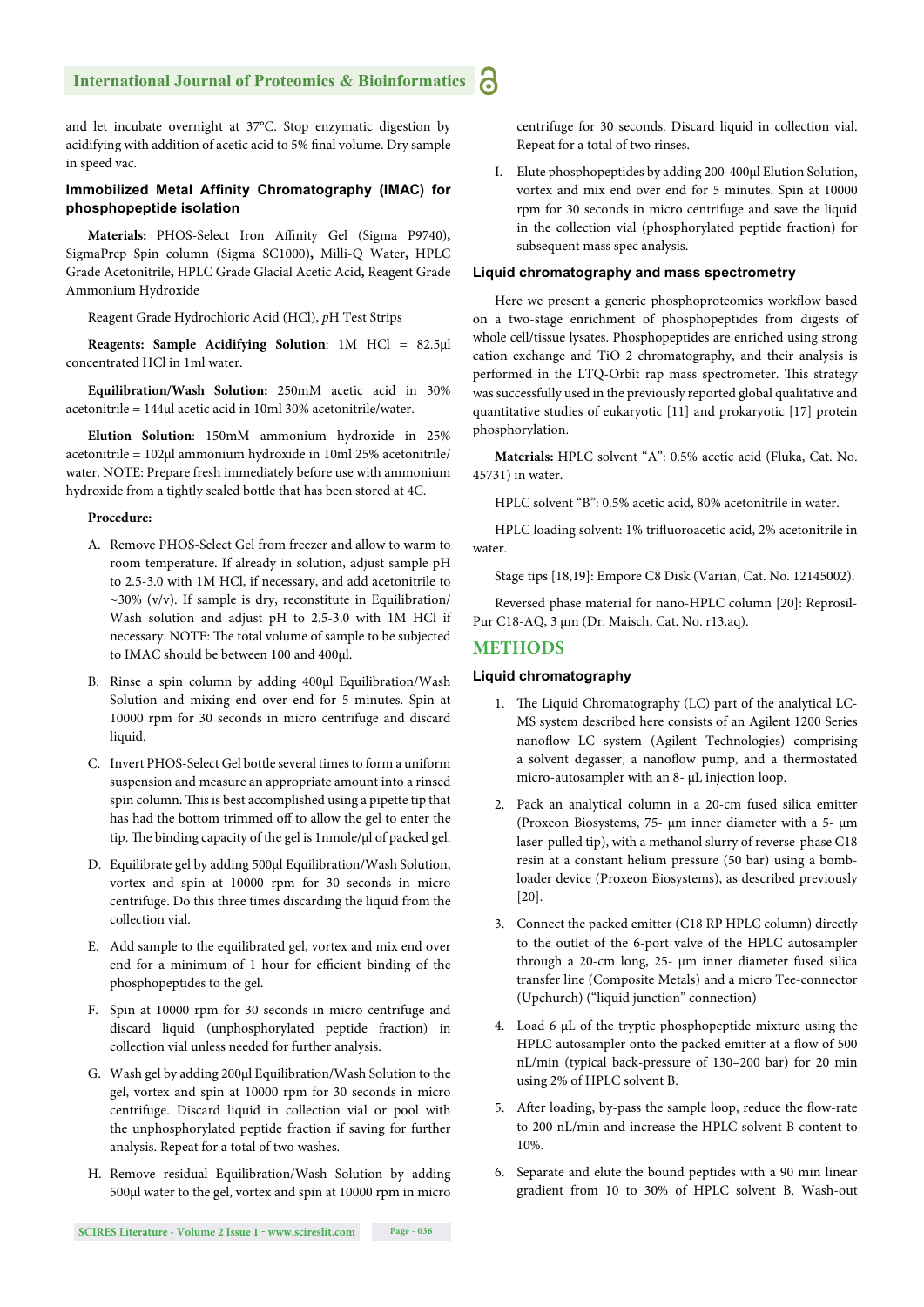and let incubate overnight at 37°C. Stop enzymatic digestion by acidifying with addition of acetic acid to 5% final volume. Dry sample in speed vac.

### Immobilized Metal Affinity Chromatography (IMAC) for phosphopeptide isolation

**Materials:** PHOS-Select Iron Affinity Gel (Sigma P9740)**,** SigmaPrep Spin column (Sigma SC1000)**,** Milli-Q Water**,** HPLC Grade Acetonitrile**,** HPLC Grade Glacial Acetic Acid**,** Reagent Grade Ammonium Hydroxide

Reagent Grade Hydrochloric Acid (HCl), *p*H Test Strips

**Reagents: Sample Acidifying Solution**: 1M HCl = 82.5µl concentrated HCl in 1ml water.

**Equilibration/Wash Solution:** 250mM acetic acid in 30% acetonitrile = 144µl acetic acid in 10ml 30% acetonitrile/water.

**Elution Solution**: 150mM ammonium hydroxide in 25% acetonitrile = 102µl ammonium hydroxide in 10ml 25% acetonitrile/water. NOTE: Prepare fresh immediately before use with ammonium hydroxide from a tightly sealed bottle that has been stored at 4C.

**Procedure:**

A. Remove PHOS-Select Gel from freezer and allow to warm to room temperature. If already in solution, adjust sample pH to 2.5-3.0 with 1M HCl, if necessary, and add acetonitrile to ~30% (v/v). If sample is dry, reconstitute in Equilibration/Wash solution and adjust pH to 2.5-3.0 with 1M HCl if necessary. NOTE: The total volume of sample to be subjected to IMAC should be between 100 and 400µl.

B. Rinse a spin column by adding 400µl Equilibration/Wash Solution and mixing end over end for 5 minutes. Spin at 10000 rpm for 30 seconds in micro centrifuge and discard liquid.

C. Invert PHOS-Select Gel bottle several times to form a uniform suspension and measure an appropriate amount into a rinsed spin column. This is best accomplished using a pipette tip that has had the bottom trimmed off to allow the gel to enter the tip. The binding capacity of the gel is 1nmole/µl of packed gel.

D. Equilibrate gel by adding 500µl Equilibration/Wash Solution, vortex and spin at 10000 rpm for 30 seconds in micro centrifuge. Do this three times discarding the liquid from the collection vial.

E. Add sample to the equilibrated gel, vortex and mix end over end for a minimum of 1 hour for efficient binding of the phosphopeptides to the gel.

F. Spin at 10000 rpm for 30 seconds in micro centrifuge and discard liquid (unphosphorylated peptide fraction) in collection vial unless needed for further analysis.

G. Wash gel by adding 200µl Equilibration/Wash Solution to the gel, vortex and spin at 10000 rpm for 30 seconds in micro centrifuge. Discard liquid in collection vial or pool with the unphosphorylated peptide fraction if saving for further analysis. Repeat for a total of two washes.

H. Remove residual Equilibration/Wash Solution by adding 500µl water to the gel, vortex and spin at 10000 rpm in micro centrifuge for 30 seconds. Discard liquid in collection vial. Repeat for a total of two rinses.

I. Elute phosphopeptides by adding 200-400µl Elution Solution, vortex and mix end over end for 5 minutes. Spin at 10000 rpm for 30 seconds in micro centrifuge and save the liquid in the collection vial (phosphorylated peptide fraction) for subsequent mass spec analysis.

### Liquid chromatography and mass spectrometry

Here we present a generic phosphoproteomics workflow based on a two-stage enrichment of phosphopeptides from digests of whole cell/tissue lysates. Phosphopeptides are enriched using strong cation exchange and TiO 2 chromatography, and their analysis is performed in the LTQ-Orbit rap mass spectrometer. This strategy was successfully used in the previously reported global qualitative and quantitative studies of eukaryotic [11] and prokaryotic [17] protein phosphorylation.

**Materials:** HPLC solvent "A": 0.5% acetic acid (Fluka, Cat. No. 45731) in water.

HPLC solvent "B": 0.5% acetic acid, 80% acetonitrile in water.

HPLC loading solvent: 1% trifluoroacetic acid, 2% acetonitrile in water.

Stage tips [18,19]: Empore C8 Disk (Varian, Cat. No. 12145002).

Reversed phase material for nano-HPLC column [20]: Reprosil-Pur C18-AQ, 3 µm (Dr. Maisch, Cat. No. r13.aq).

## METHODS

### Liquid chromatography

1. The Liquid Chromatography (LC) part of the analytical LC-MS system described here consists of an Agilent 1200 Series nanoflow LC system (Agilent Technologies) comprising a solvent degasser, a nanoflow pump, and a thermostated micro-autosampler with an 8- µL injection loop.

2. Pack an analytical column in a 20-cm fused silica emitter (Proxeon Biosystems, 75- µm inner diameter with a 5- µm laser-pulled tip), with a methanol slurry of reverse-phase C18 resin at a constant helium pressure (50 bar) using a bomb-loader device (Proxeon Biosystems), as described previously [20].

3. Connect the packed emitter (C18 RP HPLC column) directly to the outlet of the 6-port valve of the HPLC autosampler through a 20-cm long, 25- µm inner diameter fused silica transfer line (Composite Metals) and a micro Tee-connector (Upchurch) ("liquid junction" connection)

4. Load 6 µL of the tryptic phosphopeptide mixture using the HPLC autosampler onto the packed emitter at a flow of 500 nL/min (typical back-pressure of 130–200 bar) for 20 min using 2% of HPLC solvent B.

5. After loading, by-pass the sample loop, reduce the flow-rate to 200 nL/min and increase the HPLC solvent B content to 10%.

6. Separate and elute the bound peptides with a 90 min linear gradient from 10 to 30% of HPLC solvent B. Wash-out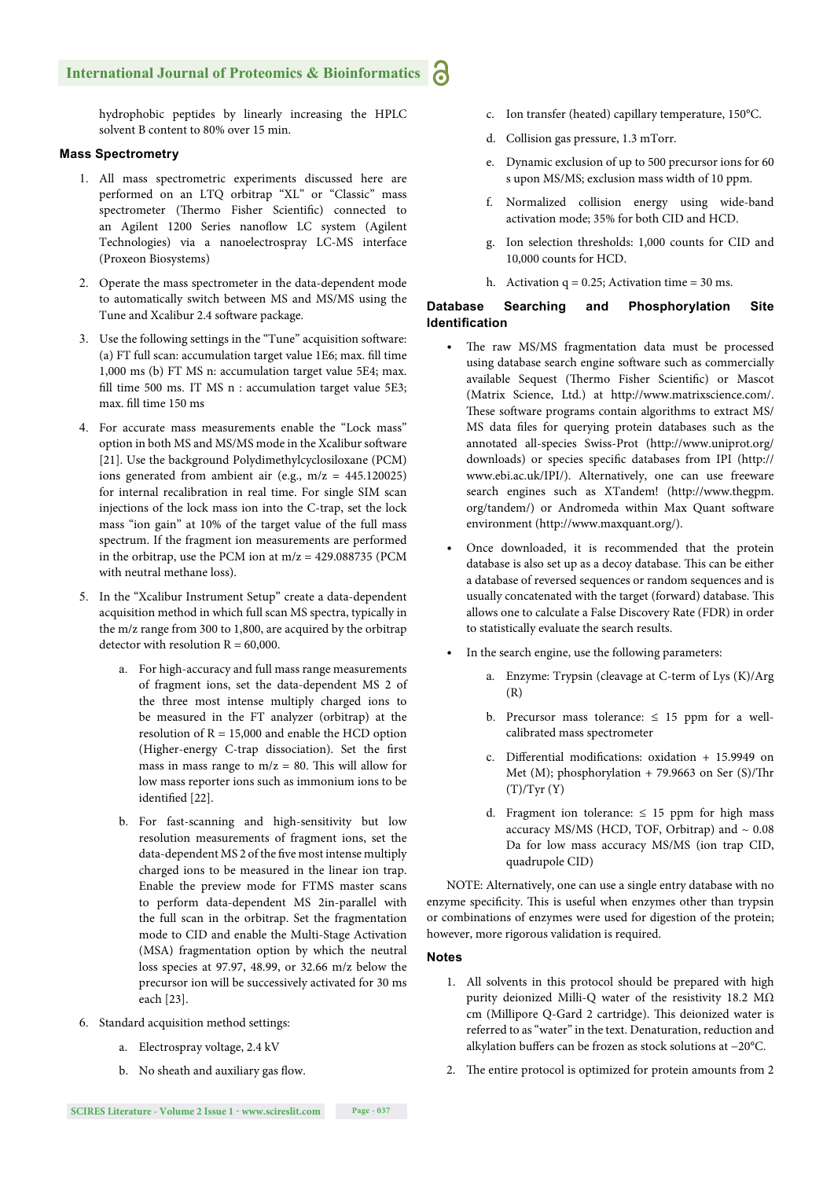hydrophobic peptides by linearly increasing the HPLC solvent B content to 80% over 15 min.

## Mass Spectrometry

1. All mass spectrometric experiments discussed here are performed on an LTQ orbitrap "XL" or "Classic" mass spectrometer (Thermo Fisher Scientific) connected to an Agilent 1200 Series nanoflow LC system (Agilent Technologies) via a nanoelectrospray LC-MS interface (Proxeon Biosystems)

2. Operate the mass spectrometer in the data-dependent mode to automatically switch between MS and MS/MS using the Tune and Xcalibur 2.4 software package.

3. Use the following settings in the "Tune" acquisition software: (a) FT full scan: accumulation target value 1E6; max. fill time 1,000 ms (b) FT MS n: accumulation target value 5E4; max. fill time 500 ms. IT MS n : accumulation target value 5E3; max. fill time 150 ms

4. For accurate mass measurements enable the "Lock mass" option in both MS and MS/MS mode in the Xcalibur software [21]. Use the background Polydimethylcyclosiloxane (PCM) ions generated from ambient air (e.g., m/z = 445.120025) for internal recalibration in real time. For single SIM scan injections of the lock mass ion into the C-trap, set the lock mass "ion gain" at 10% of the target value of the full mass spectrum. If the fragment ion measurements are performed in the orbitrap, use the PCM ion at m/z = 429.088735 (PCM with neutral methane loss).

5. In the "Xcalibur Instrument Setup" create a data-dependent acquisition method in which full scan MS spectra, typically in the m/z range from 300 to 1,800, are acquired by the orbitrap detector with resolution R = 60,000.

    a. For high-accuracy and full mass range measurements of fragment ions, set the data-dependent MS 2 of the three most intense multiply charged ions to be measured in the FT analyzer (orbitrap) at the resolution of R = 15,000 and enable the HCD option (Higher-energy C-trap dissociation). Set the first mass in mass range to m/z = 80. This will allow for low mass reporter ions such as immonium ions to be identified [22].

    b. For fast-scanning and high-sensitivity but low resolution measurements of fragment ions, set the data-dependent MS 2 of the five most intense multiply charged ions to be measured in the linear ion trap. Enable the preview mode for FTMS master scans to perform data-dependent MS 2in-parallel with the full scan in the orbitrap. Set the fragmentation mode to CID and enable the Multi-Stage Activation (MSA) fragmentation option by which the neutral loss species at 97.97, 48.99, or 32.66 m/z below the precursor ion will be successively activated for 30 ms each [23].

6. Standard acquisition method settings:

    a. Electrospray voltage, 2.4 kV

    b. No sheath and auxiliary gas flow.

    c. Ion transfer (heated) capillary temperature, 150°C.

    d. Collision gas pressure, 1.3 mTorr.

    e. Dynamic exclusion of up to 500 precursor ions for 60 s upon MS/MS; exclusion mass width of 10 ppm.

    f. Normalized collision energy using wide-band activation mode; 35% for both CID and HCD.

    g. Ion selection thresholds: 1,000 counts for CID and 10,000 counts for HCD.

    h. Activation q = 0.25; Activation time = 30 ms.

## Database Searching and Phosphorylation Site Identification

- The raw MS/MS fragmentation data must be processed using database search engine software such as commercially available Sequest (Thermo Fisher Scientific) or Mascot (Matrix Science, Ltd.) at http://www.matrixscience.com/. These software programs contain algorithms to extract MS/MS data files for querying protein databases such as the annotated all-species Swiss-Prot (http://www.uniprot.org/downloads) or species specific databases from IPI (http://www.ebi.ac.uk/IPI/). Alternatively, one can use freeware search engines such as XTandem! (http://www.thegpm.org/tandem/) or Andromeda within Max Quant software environment (http://www.maxquant.org/).

- Once downloaded, it is recommended that the protein database is also set up as a decoy database. This can be either a database of reversed sequences or random sequences and is usually concatenated with the target (forward) database. This allows one to calculate a False Discovery Rate (FDR) in order to statistically evaluate the search results.

- In the search engine, use the following parameters:

    a. Enzyme: Trypsin (cleavage at C-term of Lys (K)/Arg (R)

    b. Precursor mass tolerance: ≤ 15 ppm for a well-calibrated mass spectrometer

    c. Differential modifications: oxidation + 15.9949 on Met (M); phosphorylation + 79.9663 on Ser (S)/Thr (T)/Tyr (Y)

    d. Fragment ion tolerance: ≤ 15 ppm for high mass accuracy MS/MS (HCD, TOF, Orbitrap) and ~ 0.08 Da for low mass accuracy MS/MS (ion trap CID, quadrupole CID)

NOTE: Alternatively, one can use a single entry database with no enzyme specificity. This is useful when enzymes other than trypsin or combinations of enzymes were used for digestion of the protein; however, more rigorous validation is required.

## Notes

1. All solvents in this protocol should be prepared with high purity deionized Milli-Q water of the resistivity 18.2 MΩ cm (Millipore Q-Gard 2 cartridge). This deionized water is referred to as "water" in the text. Denaturation, reduction and alkylation buffers can be frozen as stock solutions at −20°C.

2. The entire protocol is optimized for protein amounts from 2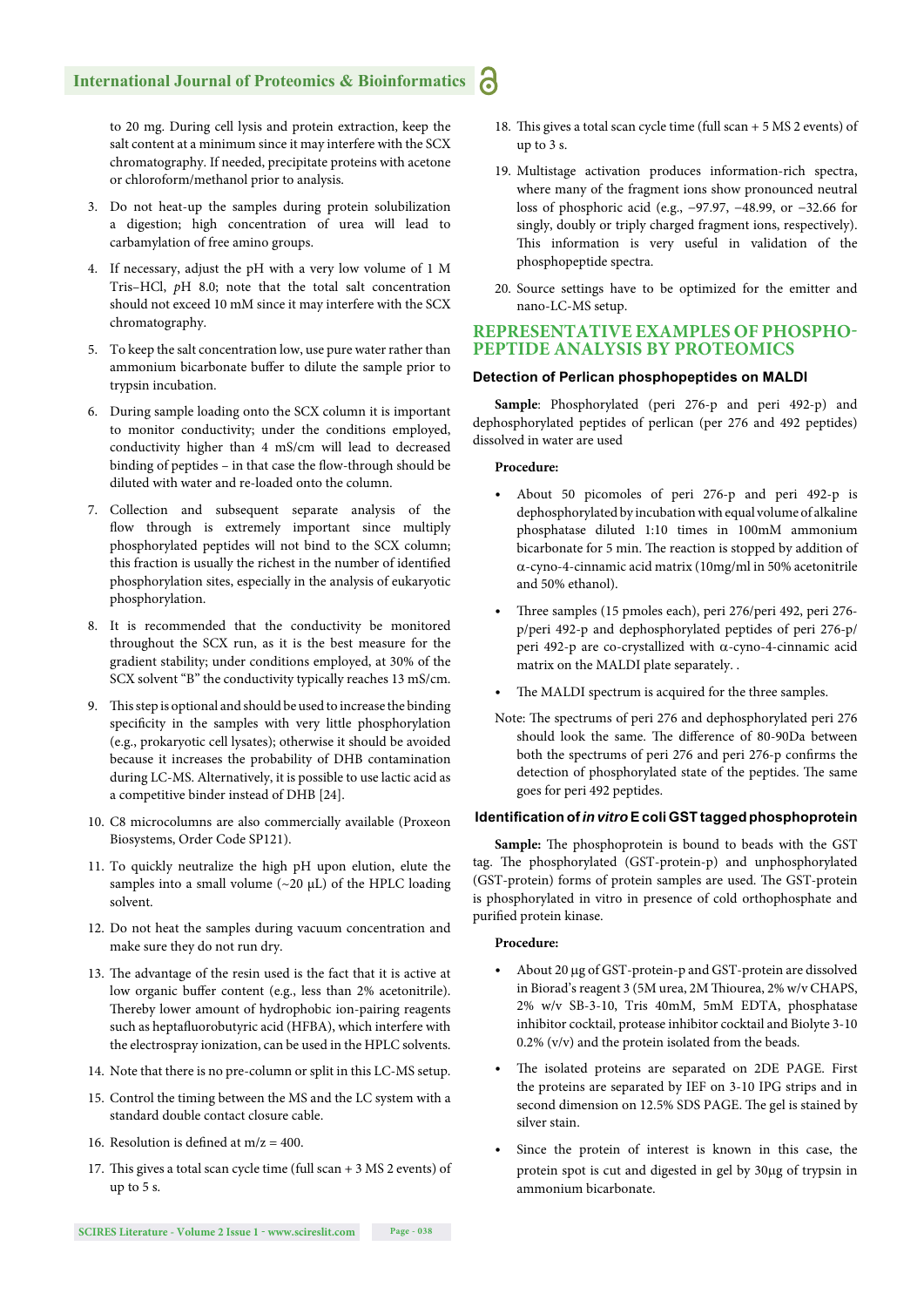to 20 mg. During cell lysis and protein extraction, keep the salt content at a minimum since it may interfere with the SCX chromatography. If needed, precipitate proteins with acetone or chloroform/methanol prior to analysis.

3. Do not heat-up the samples during protein solubilization a digestion; high concentration of urea will lead to carbamylation of free amino groups.

4. If necessary, adjust the pH with a very low volume of 1 M Tris–HCl, *p*H 8.0; note that the total salt concentration should not exceed 10 mM since it may interfere with the SCX chromatography.

5. To keep the salt concentration low, use pure water rather than ammonium bicarbonate buffer to dilute the sample prior to trypsin incubation.

6. During sample loading onto the SCX column it is important to monitor conductivity; under the conditions employed, conductivity higher than 4 mS/cm will lead to decreased binding of peptides – in that case the flow-through should be diluted with water and re-loaded onto the column.

7. Collection and subsequent separate analysis of the flow through is extremely important since multiply phosphorylated peptides will not bind to the SCX column; this fraction is usually the richest in the number of identified phosphorylation sites, especially in the analysis of eukaryotic phosphorylation.

8. It is recommended that the conductivity be monitored throughout the SCX run, as it is the best measure for the gradient stability; under conditions employed, at 30% of the SCX solvent "B" the conductivity typically reaches 13 mS/cm.

9. This step is optional and should be used to increase the binding specificity in the samples with very little phosphorylation (e.g., prokaryotic cell lysates); otherwise it should be avoided because it increases the probability of DHB contamination during LC-MS. Alternatively, it is possible to use lactic acid as a competitive binder instead of DHB [24].

10. C8 microcolumns are also commercially available (Proxeon Biosystems, Order Code SP121).

11. To quickly neutralize the high pH upon elution, elute the samples into a small volume (~20 µL) of the HPLC loading solvent.

12. Do not heat the samples during vacuum concentration and make sure they do not run dry.

13. The advantage of the resin used is the fact that it is active at low organic buffer content (e.g., less than 2% acetonitrile). Thereby lower amount of hydrophobic ion-pairing reagents such as heptafluorobutyric acid (HFBA), which interfere with the electrospray ionization, can be used in the HPLC solvents.

14. Note that there is no pre-column or split in this LC-MS setup.

15. Control the timing between the MS and the LC system with a standard double contact closure cable.

16. Resolution is defined at m/z = 400.

17. This gives a total scan cycle time (full scan + 3 MS 2 events) of up to 5 s.

18. This gives a total scan cycle time (full scan + 5 MS 2 events) of up to 3 s.

19. Multistage activation produces information-rich spectra, where many of the fragment ions show pronounced neutral loss of phosphoric acid (e.g., −97.97, −48.99, or −32.66 for singly, doubly or triply charged fragment ions, respectively). This information is very useful in validation of the phosphopeptide spectra.

20. Source settings have to be optimized for the emitter and nano-LC-MS setup.

## REPRESENTATIVE EXAMPLES OF PHOSPHO-PEPTIDE ANALYSIS BY PROTEOMICS

### Detection of Perlican phosphopeptides on MALDI

**Sample**: Phosphorylated (peri 276-p and peri 492-p) and dephosphorylated peptides of perlican (per 276 and 492 peptides) dissolved in water are used

**Procedure:**

- About 50 picomoles of peri 276-p and peri 492-p is dephosphorylated by incubation with equal volume of alkaline phosphatase diluted 1:10 times in 100mM ammonium bicarbonate for 5 min. The reaction is stopped by addition of α-cyno-4-cinnamic acid matrix (10mg/ml in 50% acetonitrile and 50% ethanol).
- Three samples (15 pmoles each), peri 276/peri 492, peri 276-p/peri 492-p and dephosphorylated peptides of peri 276-p/peri 492-p are co-crystallized with α-cyno-4-cinnamic acid matrix on the MALDI plate separately. .
- The MALDI spectrum is acquired for the three samples.

Note: The spectrums of peri 276 and dephosphorylated peri 276 should look the same. The difference of 80-90Da between both the spectrums of peri 276 and peri 276-p confirms the detection of phosphorylated state of the peptides. The same goes for peri 492 peptides.

### Identification of *in vitro* E coli GST tagged phosphoprotein

**Sample:** The phosphoprotein is bound to beads with the GST tag. The phosphorylated (GST-protein-p) and unphosphorylated (GST-protein) forms of protein samples are used. The GST-protein is phosphorylated in vitro in presence of cold orthophosphate and purified protein kinase.

**Procedure:**

- About 20 µg of GST-protein-p and GST-protein are dissolved in Biorad's reagent 3 (5M urea, 2M Thiourea, 2% w/v CHAPS, 2% w/v SB-3-10, Tris 40mM, 5mM EDTA, phosphatase inhibitor cocktail, protease inhibitor cocktail and Biolyte 3-10 0.2% (v/v) and the protein isolated from the beads.
- The isolated proteins are separated on 2DE PAGE. First the proteins are separated by IEF on 3-10 IPG strips and in second dimension on 12.5% SDS PAGE. The gel is stained by silver stain.
- Since the protein of interest is known in this case, the protein spot is cut and digested in gel by 30µg of trypsin in ammonium bicarbonate.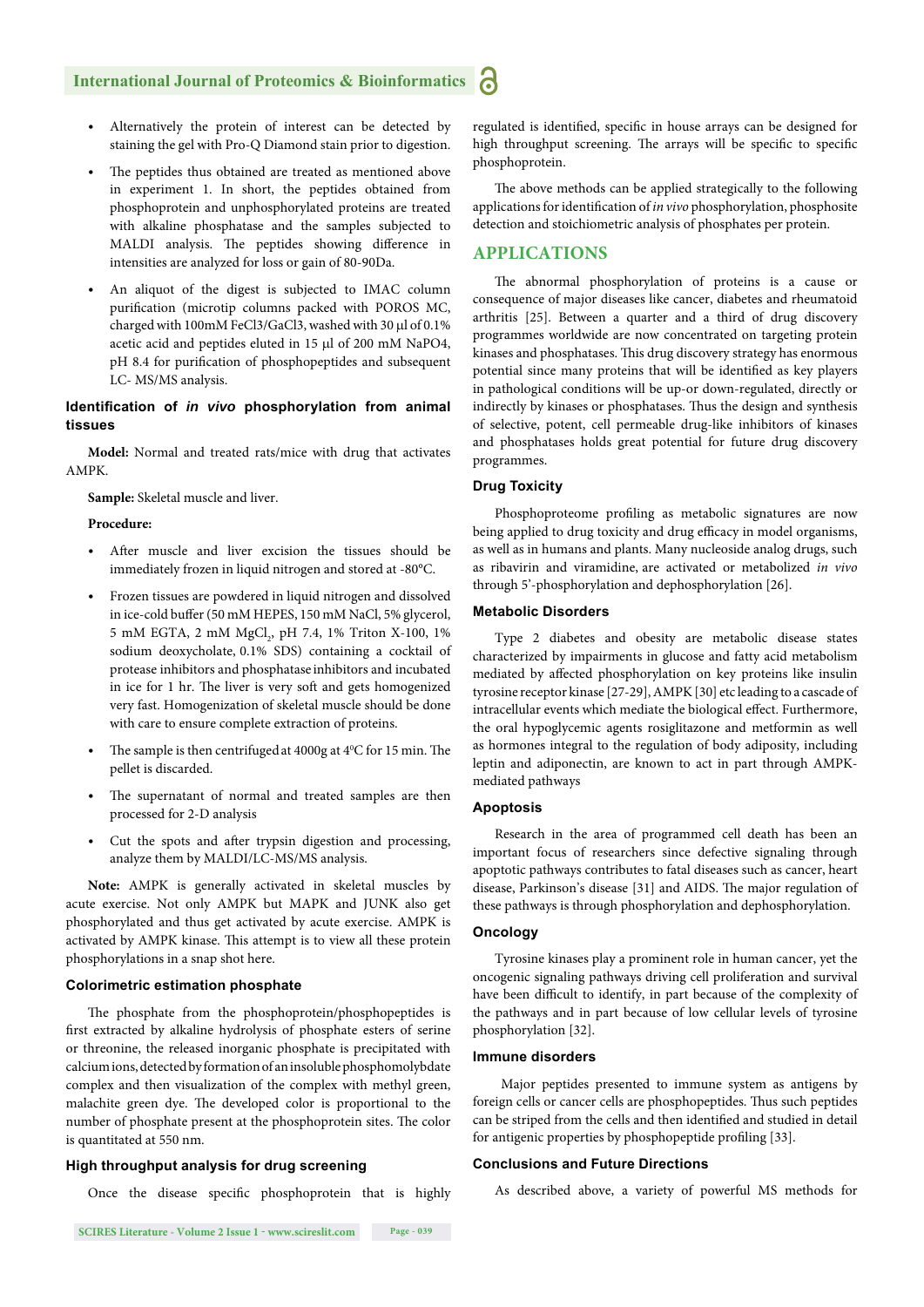- Alternatively the protein of interest can be detected by staining the gel with Pro-Q Diamond stain prior to digestion.
- The peptides thus obtained are treated as mentioned above in experiment 1. In short, the peptides obtained from phosphoprotein and unphosphorylated proteins are treated with alkaline phosphatase and the samples subjected to MALDI analysis. The peptides showing difference in intensities are analyzed for loss or gain of 80-90Da.
- An aliquot of the digest is subjected to IMAC column purification (microtip columns packed with POROS MC, charged with 100mM $FeCl_3$/$GaCl_3$, washed with 30 µl of 0.1% acetic acid and peptides eluted in 15 µl of 200 mM $NaPO_4$, pH 8.4 for purification of phosphopeptides and subsequent LC- MS/MS analysis.

### Identification of *in vivo* phosphorylation from animal tissues

**Model:** Normal and treated rats/mice with drug that activates AMPK.

**Sample:** Skeletal muscle and liver.

**Procedure:**

- After muscle and liver excision the tissues should be immediately frozen in liquid nitrogen and stored at -80°C.
- Frozen tissues are powdered in liquid nitrogen and dissolved in ice-cold buffer (50 mM HEPES, 150 mM NaCl, 5% glycerol, 5 mM EGTA, 2 mM $MgCl_2$, pH 7.4, 1% Triton X-100, 1% sodium deoxycholate, 0.1% SDS) containing a cocktail of protease inhibitors and phosphatase inhibitors and incubated in ice for 1 hr. The liver is very soft and gets homogenized very fast. Homogenization of skeletal muscle should be done with care to ensure complete extraction of proteins.
- The sample is then centrifuged at 4000g at 4°C for 15 min. The pellet is discarded.
- The supernatant of normal and treated samples are then processed for 2-D analysis
- Cut the spots and after trypsin digestion and processing, analyze them by MALDI/LC-MS/MS analysis.

**Note:** AMPK is generally activated in skeletal muscles by acute exercise. Not only AMPK but MAPK and JUNK also get phosphorylated and thus get activated by acute exercise. AMPK is activated by AMPK kinase. This attempt is to view all these protein phosphorylations in a snap shot here.

### Colorimetric estimation phosphate

The phosphate from the phosphoprotein/phosphopeptides is first extracted by alkaline hydrolysis of phosphate esters of serine or threonine, the released inorganic phosphate is precipitated with calcium ions, detected by formation of an insoluble phosphomolybdate complex and then visualization of the complex with methyl green, malachite green dye. The developed color is proportional to the number of phosphate present at the phosphoprotein sites. The color is quantitated at 550 nm.

### High throughput analysis for drug screening

Once the disease specific phosphoprotein that is highly regulated is identified, specific in house arrays can be designed for high throughput screening. The arrays will be specific to specific phosphoprotein.

The above methods can be applied strategically to the following applications for identification of *in vivo* phosphorylation, phosphosite detection and stoichiometric analysis of phosphates per protein.

## APPLICATIONS

The abnormal phosphorylation of proteins is a cause or consequence of major diseases like cancer, diabetes and rheumatoid arthritis [25]. Between a quarter and a third of drug discovery programmes worldwide are now concentrated on targeting protein kinases and phosphatases. This drug discovery strategy has enormous potential since many proteins that will be identified as key players in pathological conditions will be up-or down-regulated, directly or indirectly by kinases or phosphatases. Thus the design and synthesis of selective, potent, cell permeable drug-like inhibitors of kinases and phosphatases holds great potential for future drug discovery programmes.

### Drug Toxicity

Phosphoproteome profiling as metabolic signatures are now being applied to drug toxicity and drug efficacy in model organisms, as well as in humans and plants. Many nucleoside analog drugs, such as ribavirin and viramidine, are activated or metabolized *in vivo* through 5'-phosphorylation and dephosphorylation [26].

### Metabolic Disorders

Type 2 diabetes and obesity are metabolic disease states characterized by impairments in glucose and fatty acid metabolism mediated by affected phosphorylation on key proteins like insulin tyrosine receptor kinase [27-29], AMPK [30] etc leading to a cascade of intracellular events which mediate the biological effect. Furthermore, the oral hypoglycemic agents rosiglitazone and metformin as well as hormones integral to the regulation of body adiposity, including leptin and adiponectin, are known to act in part through AMPK-mediated pathways

### Apoptosis

Research in the area of programmed cell death has been an important focus of researchers since defective signaling through apoptotic pathways contributes to fatal diseases such as cancer, heart disease, Parkinson's disease [31] and AIDS. The major regulation of these pathways is through phosphorylation and dephosphorylation.

### Oncology

Tyrosine kinases play a prominent role in human cancer, yet the oncogenic signaling pathways driving cell proliferation and survival have been difficult to identify, in part because of the complexity of the pathways and in part because of low cellular levels of tyrosine phosphorylation [32].

### Immune disorders

Major peptides presented to immune system as antigens by foreign cells or cancer cells are phosphopeptides. Thus such peptides can be striped from the cells and then identified and studied in detail for antigenic properties by phosphopeptide profiling [33].

### Conclusions and Future Directions

As described above, a variety of powerful MS methods for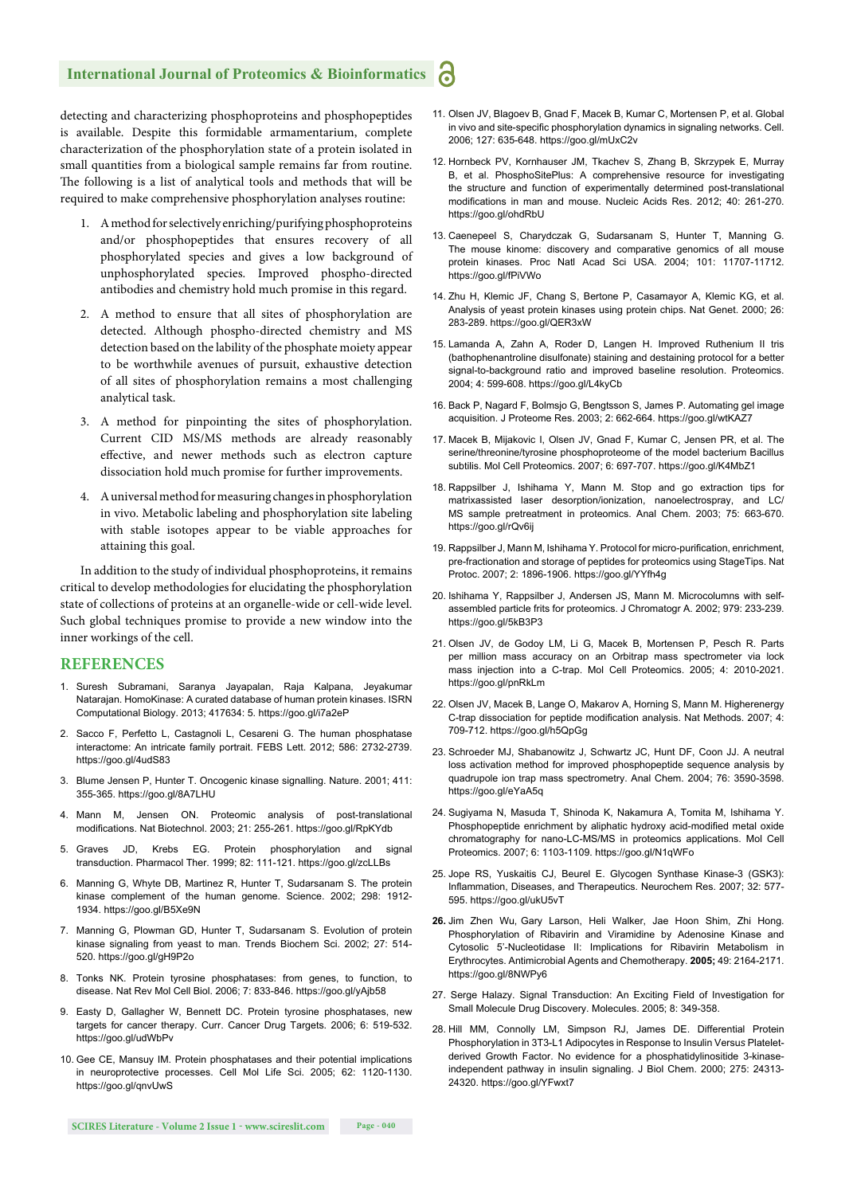detecting and characterizing phosphoproteins and phosphopeptides is available. Despite this formidable armamentarium, complete characterization of the phosphorylation state of a protein isolated in small quantities from a biological sample remains far from routine. The following is a list of analytical tools and methods that will be required to make comprehensive phosphorylation analyses routine:

1. A method for selectively enriching/purifying phosphoproteins and/or phosphopeptides that ensures recovery of all phosphorylated species and gives a low background of unphosphorylated species. Improved phospho-directed antibodies and chemistry hold much promise in this regard.

2. A method to ensure that all sites of phosphorylation are detected. Although phospho-directed chemistry and MS detection based on the lability of the phosphate moiety appear to be worthwhile avenues of pursuit, exhaustive detection of all sites of phosphorylation remains a most challenging analytical task.

3. A method for pinpointing the sites of phosphorylation. Current CID MS/MS methods are already reasonably effective, and newer methods such as electron capture dissociation hold much promise for further improvements.

4. A universal method for measuring changes in phosphorylation in vivo. Metabolic labeling and phosphorylation site labeling with stable isotopes appear to be viable approaches for attaining this goal.

In addition to the study of individual phosphoproteins, it remains critical to develop methodologies for elucidating the phosphorylation state of collections of proteins at an organelle-wide or cell-wide level. Such global techniques promise to provide a new window into the inner workings of the cell.

## REFERENCES

1. Suresh Subramani, Saranya Jayapalan, Raja Kalpana, Jeyakumar Natarajan. HomoKinase: A curated database of human protein kinases. ISRN Computational Biology. 2013; 417634: 5. https://goo.gl/i7a2eP
2. Sacco F, Perfetto L, Castagnoli L, Cesareni G. The human phosphatase interactome: An intricate family portrait. FEBS Lett. 2012; 586: 2732-2739. https://goo.gl/4udS83
3. Blume Jensen P, Hunter T. Oncogenic kinase signalling. Nature. 2001; 411: 355-365. https://goo.gl/8A7LHU
4. Mann M, Jensen ON. Proteomic analysis of post-translational modifications. Nat Biotechnol. 2003; 21: 255-261. https://goo.gl/RpKYdb
5. Graves JD, Krebs EG. Protein phosphorylation and signal transduction. Pharmacol Ther. 1999; 82: 111-121. https://goo.gl/zcLLBs
6. Manning G, Whyte DB, Martinez R, Hunter T, Sudarsanam S. The protein kinase complement of the human genome. Science. 2002; 298: 1912-1934. https://goo.gl/B5Xe9N
7. Manning G, Plowman GD, Hunter T, Sudarsanam S. Evolution of protein kinase signaling from yeast to man. Trends Biochem Sci. 2002; 27: 514-520. https://goo.gl/gH9P2o
8. Tonks NK. Protein tyrosine phosphatases: from genes, to function, to disease. Nat Rev Mol Cell Biol. 2006; 7: 833-846. https://goo.gl/yAjb58
9. Easty D, Gallagher W, Bennett DC. Protein tyrosine phosphatases, new targets for cancer therapy. Curr. Cancer Drug Targets. 2006; 6: 519-532. https://goo.gl/udWbPv
10. Gee CE, Mansuy IM. Protein phosphatases and their potential implications in neuroprotective processes. Cell Mol Life Sci. 2005; 62: 1120-1130. https://goo.gl/qnvUwS
11. Olsen JV, Blagoev B, Gnad F, Macek B, Kumar C, Mortensen P, et al. Global in vivo and site-specific phosphorylation dynamics in signaling networks. Cell. 2006; 127: 635-648. https://goo.gl/mUxC2v
12. Hornbeck PV, Kornhauser JM, Tkachev S, Zhang B, Skrzypek E, Murray B, et al. PhosphoSitePlus: A comprehensive resource for investigating the structure and function of experimentally determined post-translational modifications in man and mouse. Nucleic Acids Res. 2012; 40: 261-270. https://goo.gl/ohdRbU
13. Caenepeel S, Charydczak G, Sudarsanam S, Hunter T, Manning G. The mouse kinome: discovery and comparative genomics of all mouse protein kinases. Proc Natl Acad Sci USA. 2004; 101: 11707-11712. https://goo.gl/fPiVWo
14. Zhu H, Klemic JF, Chang S, Bertone P, Casamayor A, Klemic KG, et al. Analysis of yeast protein kinases using protein chips. Nat Genet. 2000; 26: 283-289. https://goo.gl/QER3xW
15. Lamanda A, Zahn A, Roder D, Langen H. Improved Ruthenium II tris (bathophenantroline disulfonate) staining and destaining protocol for a better signal-to-background ratio and improved baseline resolution. Proteomics. 2004; 4: 599-608. https://goo.gl/L4kyCb
16. Back P, Nagard F, Bolmsjo G, Bengtsson S, James P. Automating gel image acquisition. J Proteome Res. 2003; 2: 662-664. https://goo.gl/wtKAZ7
17. Macek B, Mijakovic I, Olsen JV, Gnad F, Kumar C, Jensen PR, et al. The serine/threonine/tyrosine phosphoproteome of the model bacterium Bacillus subtilis. Mol Cell Proteomics. 2007; 6: 697-707. https://goo.gl/K4MbZ1
18. Rappsilber J, Ishihama Y, Mann M. Stop and go extraction tips for matrixassisted laser desorption/ionization, nanoelectrospray, and LC/MS sample pretreatment in proteomics. Anal Chem. 2003; 75: 663-670. https://goo.gl/rQv6ij
19. Rappsilber J, Mann M, Ishihama Y. Protocol for micro-purification, enrichment, pre-fractionation and storage of peptides for proteomics using StageTips. Nat Protoc. 2007; 2: 1896-1906. https://goo.gl/YYfh4g
20. Ishihama Y, Rappsilber J, Andersen JS, Mann M. Microcolumns with self-assembled particle frits for proteomics. J Chromatogr A. 2002; 979: 233-239. https://goo.gl/5kB3P3
21. Olsen JV, de Godoy LM, Li G, Macek B, Mortensen P, Pesch R. Parts per million mass accuracy on an Orbitrap mass spectrometer via lock mass injection into a C-trap. Mol Cell Proteomics. 2005; 4: 2010-2021. https://goo.gl/pnRkLm
22. Olsen JV, Macek B, Lange O, Makarov A, Horning S, Mann M. Higherenergy C-trap dissociation for peptide modification analysis. Nat Methods. 2007; 4: 709-712. https://goo.gl/h5QpGg
23. Schroeder MJ, Shabanowitz J, Schwartz JC, Hunt DF, Coon JJ. A neutral loss activation method for improved phosphopeptide sequence analysis by quadrupole ion trap mass spectrometry. Anal Chem. 2004; 76: 3590-3598. https://goo.gl/eYaA5q
24. Sugiyama N, Masuda T, Shinoda K, Nakamura A, Tomita M, Ishihama Y. Phosphopeptide enrichment by aliphatic hydroxy acid-modified metal oxide chromatography for nano-LC-MS/MS in proteomics applications. Mol Cell Proteomics. 2007; 6: 1103-1109. https://goo.gl/N1qWFo
25. Jope RS, Yuskaitis CJ, Beurel E. Glycogen Synthase Kinase-3 (GSK3): Inflammation, Diseases, and Therapeutics. Neurochem Res. 2007; 32: 577-595. https://goo.gl/ukU5vT
26. Jim Zhen Wu, Gary Larson, Heli Walker, Jae Hoon Shim, Zhi Hong. Phosphorylation of Ribavirin and Viramidine by Adenosine Kinase and Cytosolic 5'-Nucleotidase II: Implications for Ribavirin Metabolism in Erythrocytes. Antimicrobial Agents and Chemotherapy. **2005;** 49: 2164-2171. https://goo.gl/8NWPy6
27. Serge Halazy. Signal Transduction: An Exciting Field of Investigation for Small Molecule Drug Discovery. Molecules. 2005; 8: 349-358.
28. Hill MM, Connolly LM, Simpson RJ, James DE. Differential Protein Phosphorylation in 3T3-L1 Adipocytes in Response to Insulin Versus Platelet-derived Growth Factor. No evidence for a phosphatidylinositide 3-kinase-independent pathway in insulin signaling. J Biol Chem. 2000; 275: 24313-24320. https://goo.gl/YFwxt7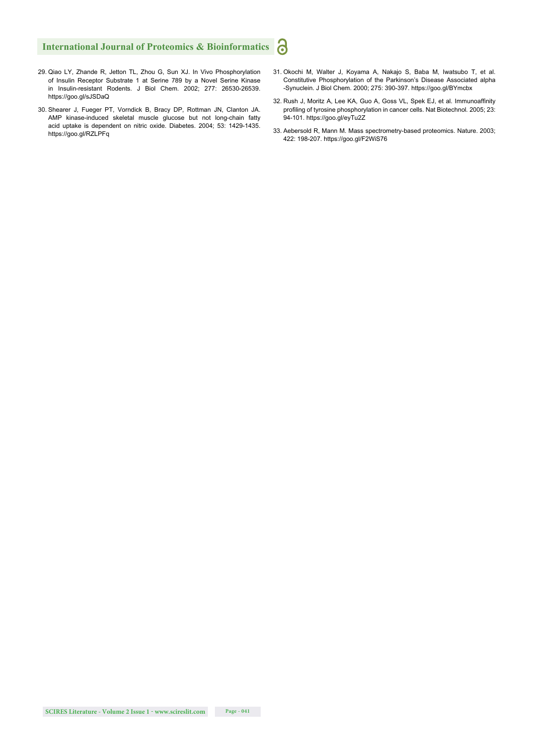29. Qiao LY, Zhande R, Jetton TL, Zhou G, Sun XJ. In Vivo Phosphorylation of Insulin Receptor Substrate 1 at Serine 789 by a Novel Serine Kinase in Insulin-resistant Rodents. J Biol Chem. 2002; 277: 26530-26539. https://goo.gl/sJSDaQ

30. Shearer J, Fueger PT, Vorndick B, Bracy DP, Rottman JN, Clanton JA. AMP kinase-induced skeletal muscle glucose but not long-chain fatty acid uptake is dependent on nitric oxide. Diabetes. 2004; 53: 1429-1435. https://goo.gl/RZLPFq

31. Okochi M, Walter J, Koyama A, Nakajo S, Baba M, Iwatsubo T, et al. Constitutive Phosphorylation of the Parkinson's Disease Associated alpha -Synuclein. J Biol Chem. 2000; 275: 390-397. https://goo.gl/BYmcbx

32. Rush J, Moritz A, Lee KA, Guo A, Goss VL, Spek EJ, et al. Immunoaffinity profiling of tyrosine phosphorylation in cancer cells. Nat Biotechnol. 2005; 23: 94-101. https://goo.gl/eyTu2Z

33. Aebersold R, Mann M. Mass spectrometry-based proteomics. Nature. 2003; 422: 198-207. https://goo.gl/F2WiS76